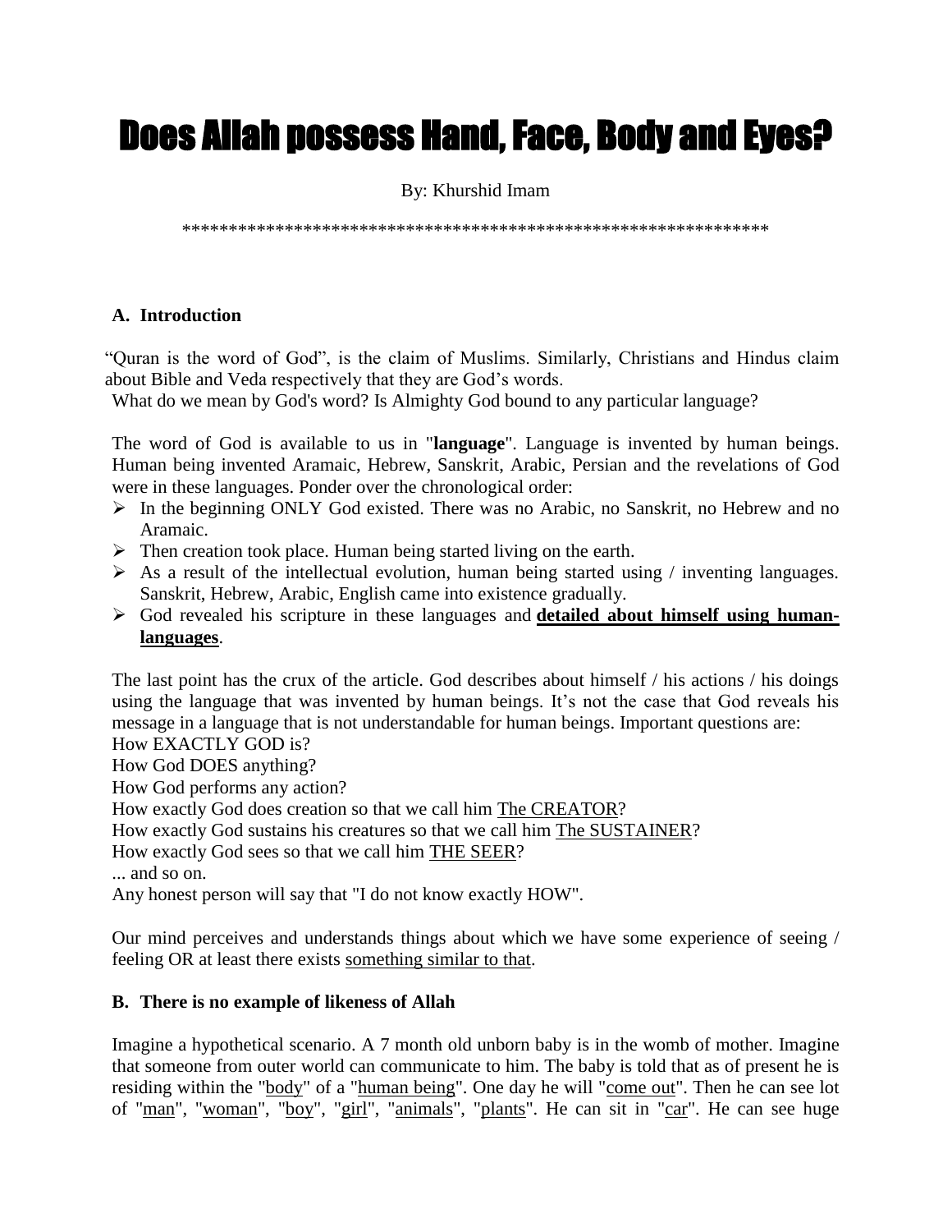# Does Allah possess Hand, Face, Body and Eyes?

By: Khurshid Imam

******************************************************************

## A. Introduction

"Quran is the word of God", is the claim of Muslims. Similarly, Christians and Hindus claim about Bible and Veda respectively that they are God's words.

What do we mean by God's word? Is Almighty God bound to any particular language?

The word of God is available to us in "**language**". Language is invented by human beings. Human being invented Aramaic, Hebrew, Sanskrit, Arabic, Persian and the revelations of God were in these languages. Ponder over the chronological order:

- In the beginning ONLY God existed. There was no Arabic, no Sanskrit, no Hebrew and no Aramaic.
- Then creation took place. Human being started living on the earth.
- As a result of the intellectual evolution, human being started using / inventing languages. Sanskrit, Hebrew, Arabic, English came into existence gradually.
- God revealed his scripture in these languages and <u>**detailed about himself using human-languages**</u>.

The last point has the crux of the article. God describes about himself / his actions / his doings using the language that was invented by human beings. It's not the case that God reveals his message in a language that is not understandable for human beings. Important questions are:

How EXACTLY GOD is?

How God DOES anything?

How God performs any action?

How exactly God does creation so that we call him <u>The CREATOR</u>?

How exactly God sustains his creatures so that we call him <u>The SUSTAINER</u>?

How exactly God sees so that we call him <u>THE SEER</u>?

... and so on.

Any honest person will say that "I do not know exactly HOW".

Our mind perceives and understands things about which we have some experience of seeing / feeling OR at least there exists <u>something similar to that</u>.

## B. There is no example of likeness of Allah

Imagine a hypothetical scenario. A 7 month old unborn baby is in the womb of mother. Imagine that someone from outer world can communicate to him. The baby is told that as of present he is residing within the "<u>body</u>" of a "<u>human being</u>". One day he will "<u>come out</u>". Then he can see lot of "<u>man</u>", "<u>woman</u>", "<u>boy</u>", "<u>girl</u>", "<u>animals</u>", "<u>plants</u>". He can sit in "<u>car</u>". He can see huge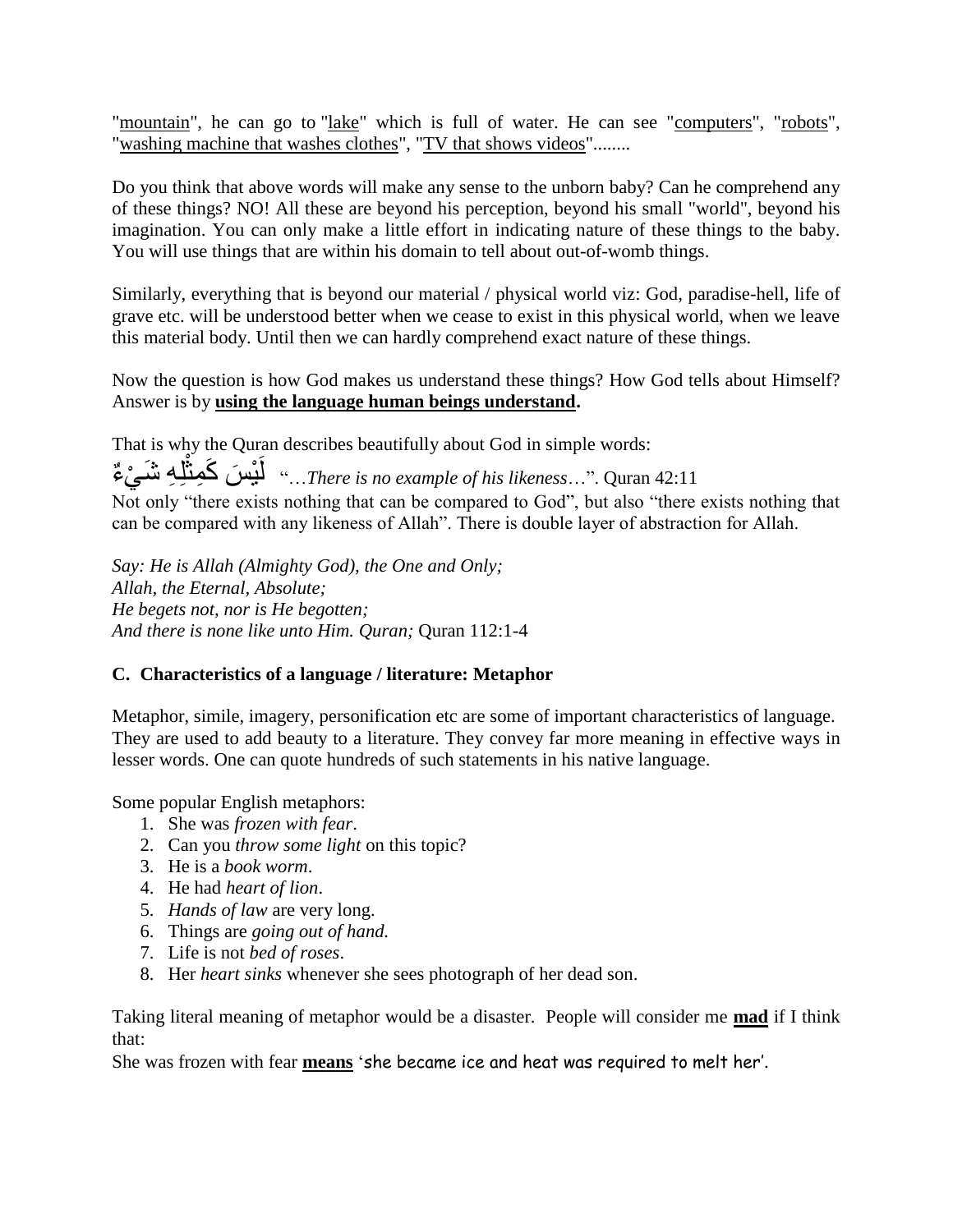"mountain", he can go to "lake" which is full of water. He can see "computers", "robots", "washing machine that washes clothes", "TV that shows videos"........

Do you think that above words will make any sense to the unborn baby? Can he comprehend any of these things? NO! All these are beyond his perception, beyond his small "world", beyond his imagination. You can only make a little effort in indicating nature of these things to the baby. You will use things that are within his domain to tell about out-of-womb things.

Similarly, everything that is beyond our material / physical world viz: God, paradise-hell, life of grave etc. will be understood better when we cease to exist in this physical world, when we leave this material body. Until then we can hardly comprehend exact nature of these things.

Now the question is how God makes us understand these things? How God tells about Himself? Answer is by **using the language human beings understand.**

That is why the Quran describes beautifully about God in simple words:

لَيْسَ كَمِثْلِهِ شَيْءٌ "*…There is no example of his likeness*…". Quran 42:11

Not only "there exists nothing that can be compared to God", but also "there exists nothing that can be compared with any likeness of Allah". There is double layer of abstraction for Allah.

*Say: He is Allah (Almighty God), the One and Only;*
*Allah, the Eternal, Absolute;*
*He begets not, nor is He begotten;*
*And there is none like unto Him. Quran;* Quran 112:1-4

### C. Characteristics of a language / literature: Metaphor

Metaphor, simile, imagery, personification etc are some of important characteristics of language. They are used to add beauty to a literature. They convey far more meaning in effective ways in lesser words. One can quote hundreds of such statements in his native language.

Some popular English metaphors:

1. She was *frozen with fear*.
2. Can you *throw some light* on this topic?
3. He is a *book worm*.
4. He had *heart of lion*.
5. *Hands of law* are very long.
6. Things are *going out of hand.*
7. Life is not *bed of roses*.
8. Her *heart sinks* whenever she sees photograph of her dead son.

Taking literal meaning of metaphor would be a disaster. People will consider me **mad** if I think that:

She was frozen with fear **means** 'she became ice and heat was required to melt her'.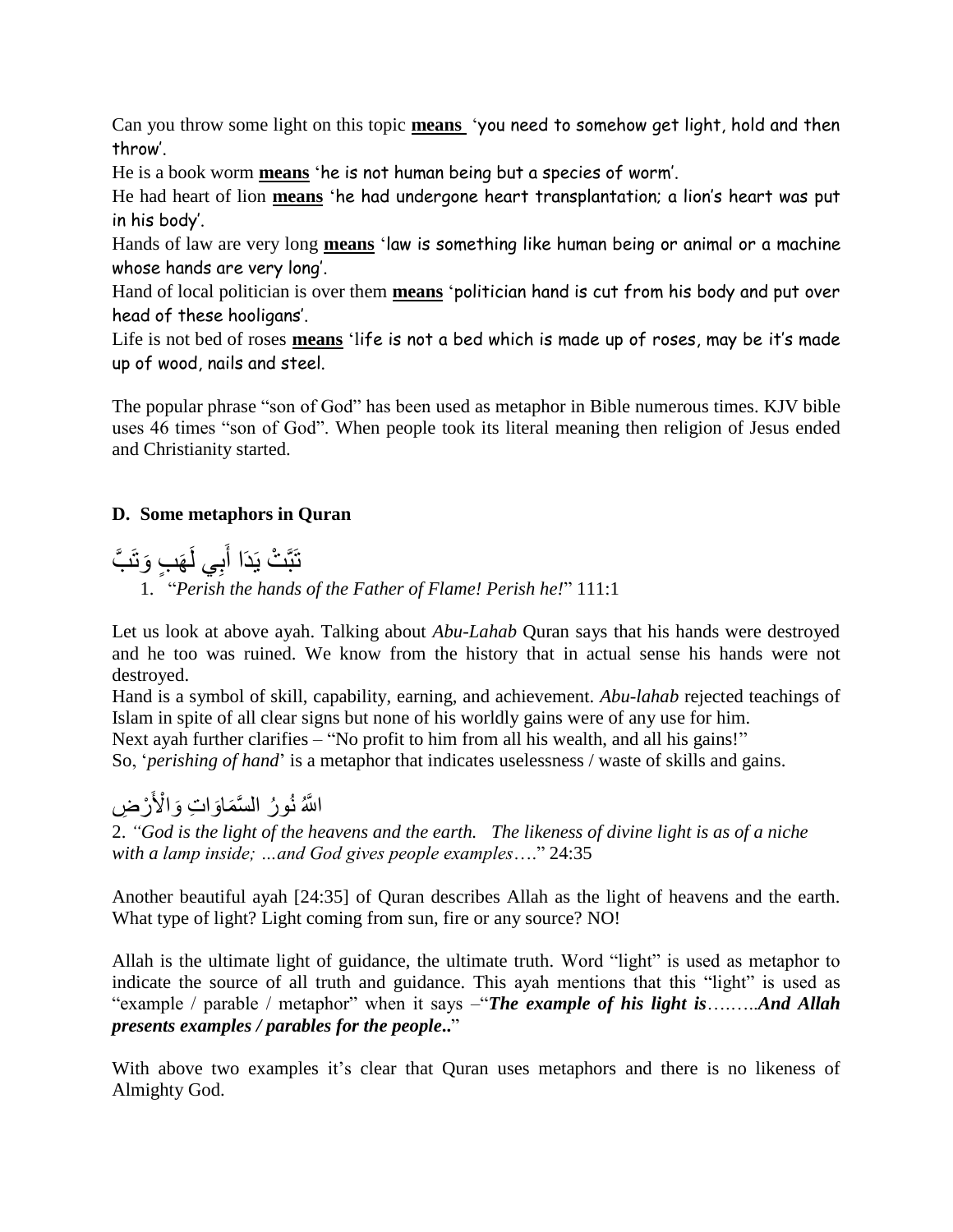Can you throw some light on this topic **means** 'you need to somehow get light, hold and then throw'.

He is a book worm **means** 'he is not human being but a species of worm'.

He had heart of lion **means** 'he had undergone heart transplantation; a lion's heart was put in his body'.

Hands of law are very long **means** 'law is something like human being or animal or a machine whose hands are very long'.

Hand of local politician is over them **means** 'politician hand is cut from his body and put over head of these hooligans'.

Life is not bed of roses **means** 'life is not a bed which is made up of roses, may be it's made up of wood, nails and steel.

The popular phrase "son of God" has been used as metaphor in Bible numerous times. KJV bible uses 46 times "son of God". When people took its literal meaning then religion of Jesus ended and Christianity started.

**D. Some metaphors in Quran**

تَبَّتْ يَدَا أَبِي لَهَبٍ وَتَبَّ

1. "*Perish the hands of the Father of Flame! Perish he!*" 111:1

Let us look at above ayah. Talking about *Abu-Lahab* Quran says that his hands were destroyed and he too was ruined. We know from the history that in actual sense his hands were not destroyed.

Hand is a symbol of skill, capability, earning, and achievement. *Abu-lahab* rejected teachings of Islam in spite of all clear signs but none of his worldly gains were of any use for him.

Next ayah further clarifies – "No profit to him from all his wealth, and all his gains!"

So, '*perishing of hand*' is a metaphor that indicates uselessness / waste of skills and gains.

اللَّهُ نُورُ السَّمَاوَاتِ وَالْأَرْضِ

2. *"God is the light of the heavens and the earth. The likeness of divine light is as of a niche with a lamp inside; …and God gives people examples….*" 24:35

Another beautiful ayah [24:35] of Quran describes Allah as the light of heavens and the earth. What type of light? Light coming from sun, fire or any source? NO!

Allah is the ultimate light of guidance, the ultimate truth. Word "light" is used as metaphor to indicate the source of all truth and guidance. This ayah mentions that this "light" is used as "example / parable / metaphor" when it says –"***The example of his light is****……..**And Allah presents examples / parables for the people..***"

With above two examples it's clear that Quran uses metaphors and there is no likeness of Almighty God.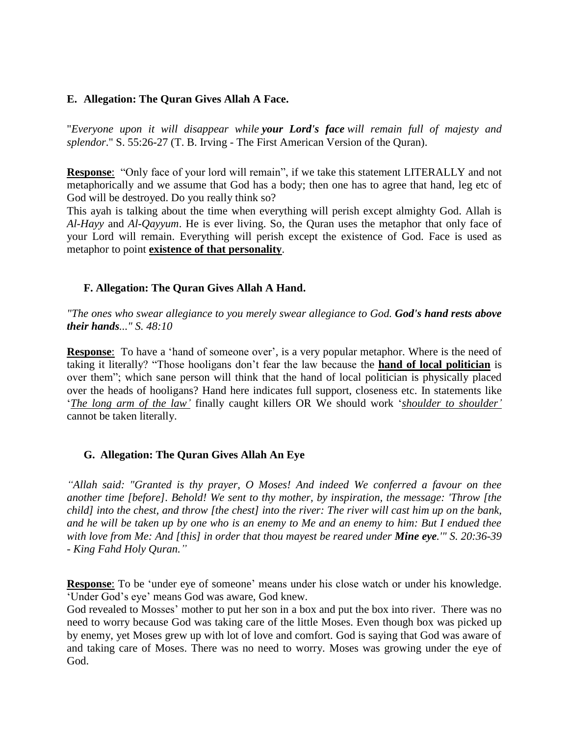### E. Allegation: The Quran Gives Allah A Face.

"*Everyone upon it will disappear while **your Lord's face** will remain full of majesty and splendor*." S. 55:26-27 (T. B. Irving - The First American Version of the Quran).

**Response**: "Only face of your lord will remain", if we take this statement LITERALLY and not metaphorically and we assume that God has a body; then one has to agree that hand, leg etc of God will be destroyed. Do you really think so?

This ayah is talking about the time when everything will perish except almighty God. Allah is *Al-Hayy* and *Al-Qayyum*. He is ever living. So, the Quran uses the metaphor that only face of your Lord will remain. Everything will perish except the existence of God. Face is used as metaphor to point **existence of that personality**.

### F. Allegation: The Quran Gives Allah A Hand.

*"The ones who swear allegiance to you merely swear allegiance to God. **God's hand rests above their hands**..." S. 48:10*

**Response**: To have a 'hand of someone over', is a very popular metaphor. Where is the need of taking it literally? "Those hooligans don't fear the law because the **hand of local politician** is over them"; which sane person will think that the hand of local politician is physically placed over the heads of hooligans? Hand here indicates full support, closeness etc. In statements like '*The long arm of the law'* finally caught killers OR We should work '*shoulder to shoulder'* cannot be taken literally.

### G. Allegation: The Quran Gives Allah An Eye

*"Allah said: "Granted is thy prayer, O Moses! And indeed We conferred a favour on thee another time [before]. Behold! We sent to thy mother, by inspiration, the message: 'Throw [the child] into the chest, and throw [the chest] into the river: The river will cast him up on the bank, and he will be taken up by one who is an enemy to Me and an enemy to him: But I endued thee with love from Me: And [this] in order that thou mayest be reared under **Mine eye**.'" S. 20:36-39 - King Fahd Holy Quran."*

**Response**: To be 'under eye of someone' means under his close watch or under his knowledge. 'Under God's eye' means God was aware, God knew.

God revealed to Mosses' mother to put her son in a box and put the box into river. There was no need to worry because God was taking care of the little Moses. Even though box was picked up by enemy, yet Moses grew up with lot of love and comfort. God is saying that God was aware of and taking care of Moses. There was no need to worry. Moses was growing under the eye of God.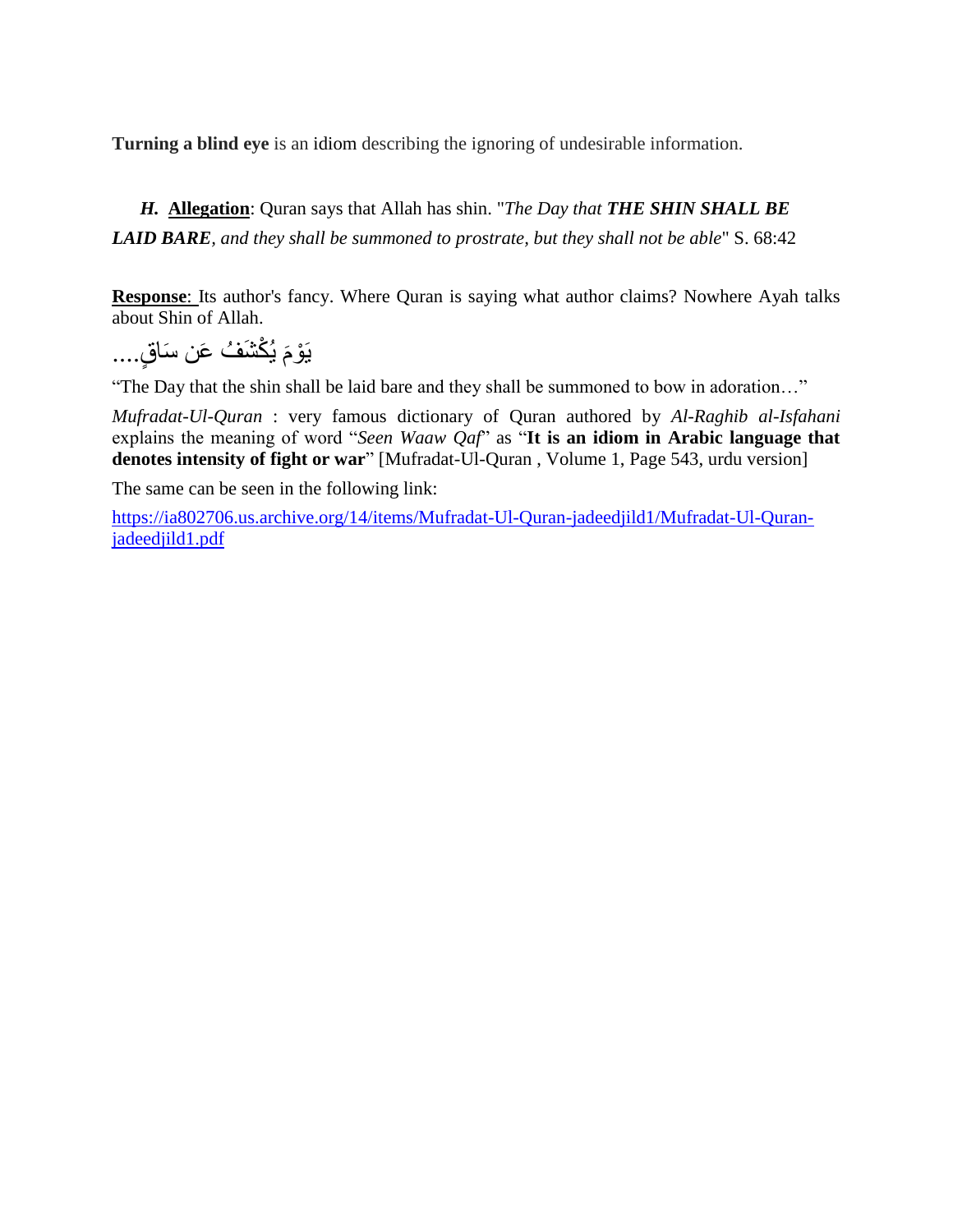**Turning a blind eye** is an idiom describing the ignoring of undesirable information.

***H.*** **Allegation**: Quran says that Allah has shin. "*The Day that **THE SHIN SHALL BE LAID BARE**, and they shall be summoned to prostrate, but they shall not be able*" S. 68:42

**Response**: Its author's fancy. Where Quran is saying what author claims? Nowhere Ayah talks about Shin of Allah.

يَوْمَ يُكْشَفُ عَن سَاقٍ....

"The Day that the shin shall be laid bare and they shall be summoned to bow in adoration…"

*Mufradat-Ul-Quran* : very famous dictionary of Quran authored by *Al-Raghib al-Isfahani* explains the meaning of word "*Seen Waaw Qaf*" as "**It is an idiom in Arabic language that denotes intensity of fight or war**" [Mufradat-Ul-Quran , Volume 1, Page 543, urdu version]

The same can be seen in the following link:

https://ia802706.us.archive.org/14/items/Mufradat-Ul-Quran-jadeedjild1/Mufradat-Ul-Quran-jadeedjild1.pdf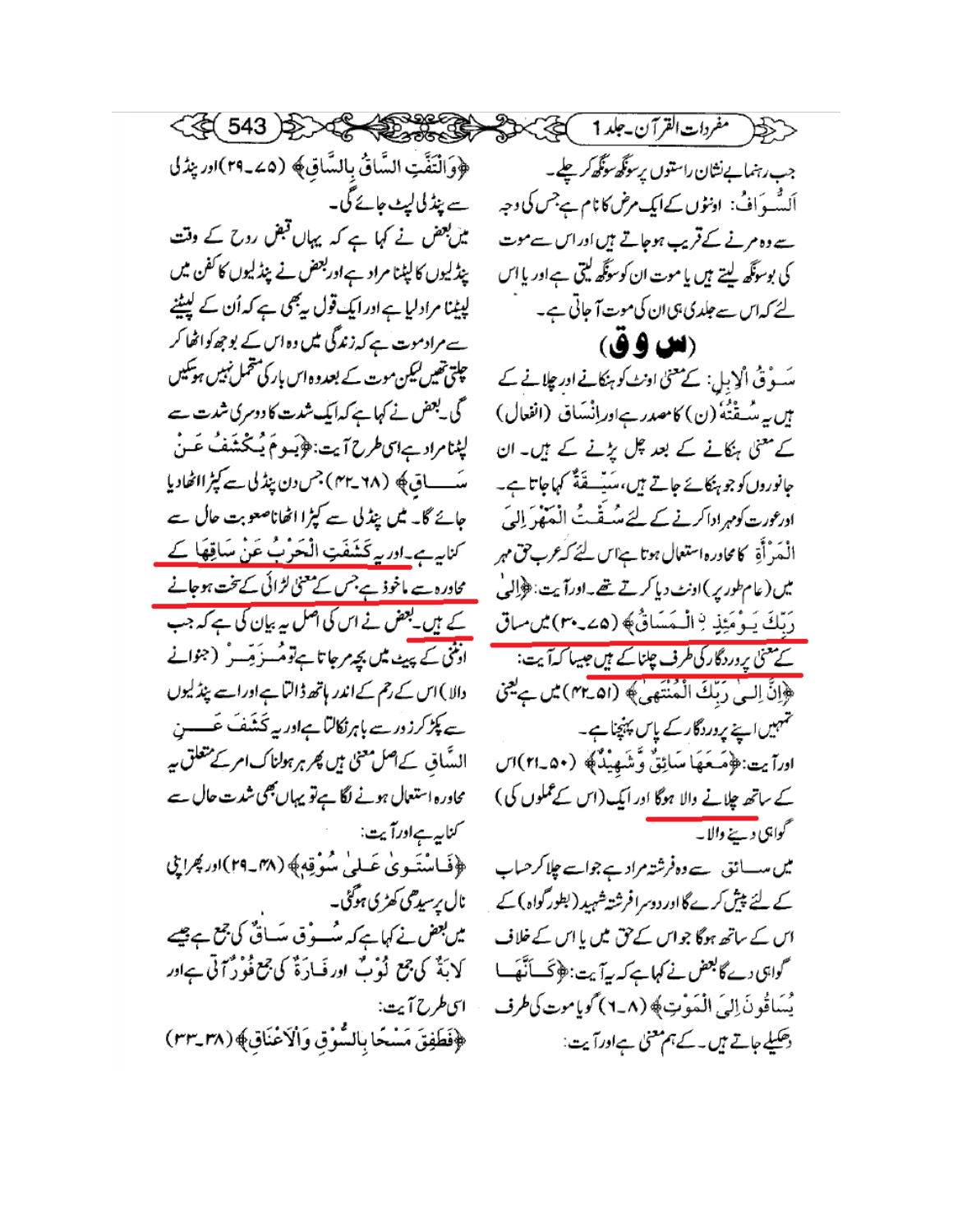جب رہنما بے نشان راستوں پر سونگھ سونگھ کر چلے۔

اَلسُّوَافُ: اونٹوں کے ایک مرض کا نام ہے جس کی وجہ سے وہ مرنے کے قریب ہوجاتے ہیں اور اس سے موت کی بوسونگھ لیتے ہیں یا موت ان کو سونگھ لیتی ہے اور یا اس لئے کہ اس سے جلدی ہی ان کی موت آجاتی ہے۔

## (س و ق)

سَوْقُ الْاِبِلِ: کے معنی اونٹ کو ہنکانے اور چلانے کے ہیں یہ سُقْتُہٗ (ن) کا مصدر ہے اور اِنْسَاق (انفعال) کے معنی ہنکانے کے بعد چل پڑنے کے ہیں۔ ان جانوروں کو جو ہنکائے جاتے ہیں، سَیِّقَۃٌ کہا جاتا ہے۔ اور عورت کو مہر ادا کرنے کے لئے سُقْتُ الْمَھْرَ اِلَی الْمَرْأَۃِ کا محاورہ استعمال ہوتا ہے اس لئے کہ عرب حق مہر میں (عام طور پر) اونٹ دیا کرتے تھے۔ اور آیت: ﴿اِلٰی رَبِّكَ یَوْمَئِذِ ۨ الْمَسَاقُ﴾ (۷۵۔۳۰) میں مساق کے معنی پروردگار کی طرف چلنا کے ہیں جیسا کہ آیت: ﴿اِنَّ اِلٰی رَبِّكَ الْمُنْتَھٰی﴾ (۵۱۔۴۲) میں ہے یعنی تمہیں اپنے پروردگار کے پاس پہنچنا ہے۔

اور آیت: ﴿مَعَھَا سَائِقٌ وَّشَھِیْدٌ﴾ (۵۰۔۲۱) اس کے ساتھ چلانے والا ہوگا اور ایک (اس کے عملوں کی) گواہی دینے والا۔

میں سائق سے وہ فرشتہ مراد ہے جو اسے چلا کر حساب کے لئے پیش کرے گا اور دوسرا فرشتہ شہید (بطور گواہ) کے اس کے ساتھ ہوگا جو اس کے حق میں یا اس کے خلاف گواہی دے گا بعض نے کہا ہے کہ یہ آیت: ﴿کَاَنَّمَا یُسَاقُوْنَ اِلَی الْمَوْتِ﴾ (۸۔۶) گویا موت کی طرف دھکیلے جاتے ہیں۔ کے ہم معنی ہے اور آیت:

﴿وَالْتَفَّتِ السَّاقُ بِالسَّاقِ﴾ (۷۵۔۲۹) اور پنڈلی سے پنڈلی لپٹ جائے گی۔

میں بعض نے کہا ہے کہ یہاں قبض روح کے وقت پنڈلیوں کا لپٹنا مراد ہے اور بعض نے پنڈلیوں کا کفن میں لپٹنا مراد لیا ہے اور ایک قول یہ بھی ہے کہ اُن کے لپٹنے سے مراد موت ہے کہ زندگی میں وہ اس کے بوجھ کو اٹھا کر چلتی تھیں لیکن موت کے بعد وہ اس بار کی متحمل نہیں ہوسکیں گی۔ بعض نے کہا ہے کہ ایک شدت کا دوسری شدت سے لپٹنا مراد ہے اسی طرح آیت: ﴿یَوْمَ یُکْشَفُ عَنْ سَاقٍ﴾ (۶۸۔۴۲) جس دن پنڈلی سے کپڑا اٹھادیا جائے گا۔ میں پنڈلی سے کپڑا اٹھانا صعوبت حال سے کنایہ ہے۔ اور یہ کَشَفَتِ الْحَرْبُ عَنْ سَاقِھَا کے محاورہ سے ماخوذ ہے جس کے معنی لڑائی کے سخت ہوجانے کے ہیں۔ بعض نے اس کی اصل یہ بیان کی ہے کہ جب اونٹنی کے پیٹ میں بچہ مرجاتا ہے تو مُزَمِّرْ (جنوانے والا) اس کے رحم کے اندر ہاتھ ڈالتا ہے اور اسے پنڈلیوں سے پکڑ کر زور سے باہر نکالتا ہے اور یہ کَشْفَ عَنِ السَّاقِ کے اصل معنی ہیں پھر ہر ہولناک امر کے متعلق یہ محاورہ استعمال ہونے لگا ہے تو یہاں بھی شدت حال سے کنایہ ہے اور آیت:

﴿فَاسْتَوٰی عَلٰی سُوْقِهٖ﴾ (۴۸۔۲۹) اور پھر اپنی نال پر سیدھی کھڑی ہوگئی۔

میں بعض نے کہا ہے کہ سُوْق سَاقٌ کی جمع ہے جیسے لَابَۃٌ کی جمع لُوْبٌ اور قَارَۃٌ کی جمع قُوْرٌ آتی ہے اور اسی طرح آیت:

﴿فَطَفِقَ مَسْحًا بِالسُّوْقِ وَالْاَعْنَاقِ﴾ (۳۸۔۳۳)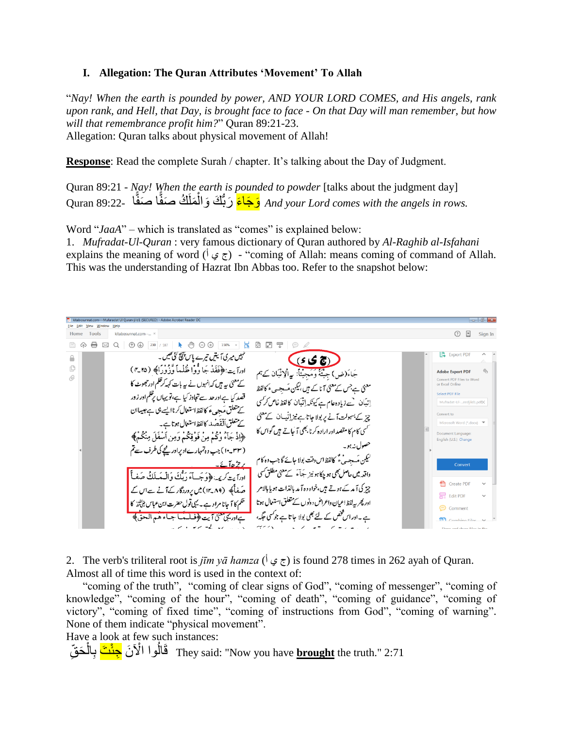### I. Allegation: The Quran Attributes 'Movement' To Allah

"*Nay! When the earth is pounded by power, AND YOUR LORD COMES, and His angels, rank upon rank, and Hell, that Day, is brought face to face - On that Day will man remember, but how will that remembrance profit him?*" Quran 89:21-23.
Allegation: Quran talks about physical movement of Allah!

**Response**: Read the complete Surah / chapter. It's talking about the Day of Judgment.

Quran 89:21 - *Nay! When the earth is pounded to powder* [talks about the judgment day]
Quran 89:22- وَجَاءَ رَبُّكَ وَالْمَلَكُ صَفًّا صَفًّا *And your Lord comes with the angels in rows.*

Word "*JaaA*" – which is translated as "comes" is explained below:
1. *Mufradat-Ul-Quran* : very famous dictionary of Quran authored by *Al-Raghib al-Isfahani* explains the meaning of word (ج ي أ) - "coming of Allah: means coming of command of Allah. This was the understanding of Hazrat Ibn Abbas too. Refer to the snapshot below:

2. The verb's triliteral root is *jīm yā hamza* (ج ي أ) is found 278 times in 262 ayah of Quran. Almost all of time this word is used in the context of:
"coming of the truth", "coming of clear signs of God", "coming of messenger", "coming of knowledge", "coming of the hour", "coming of death", "coming of guidance", "coming of victory", "coming of fixed time", "coming of instructions from God", "coming of warning". None of them indicate "physical movement".
Have a look at few such instances:
قَالُوا الْآنَ جِئْتَ بِالْحَقِّ They said: "Now you have **brought** the truth." 2:71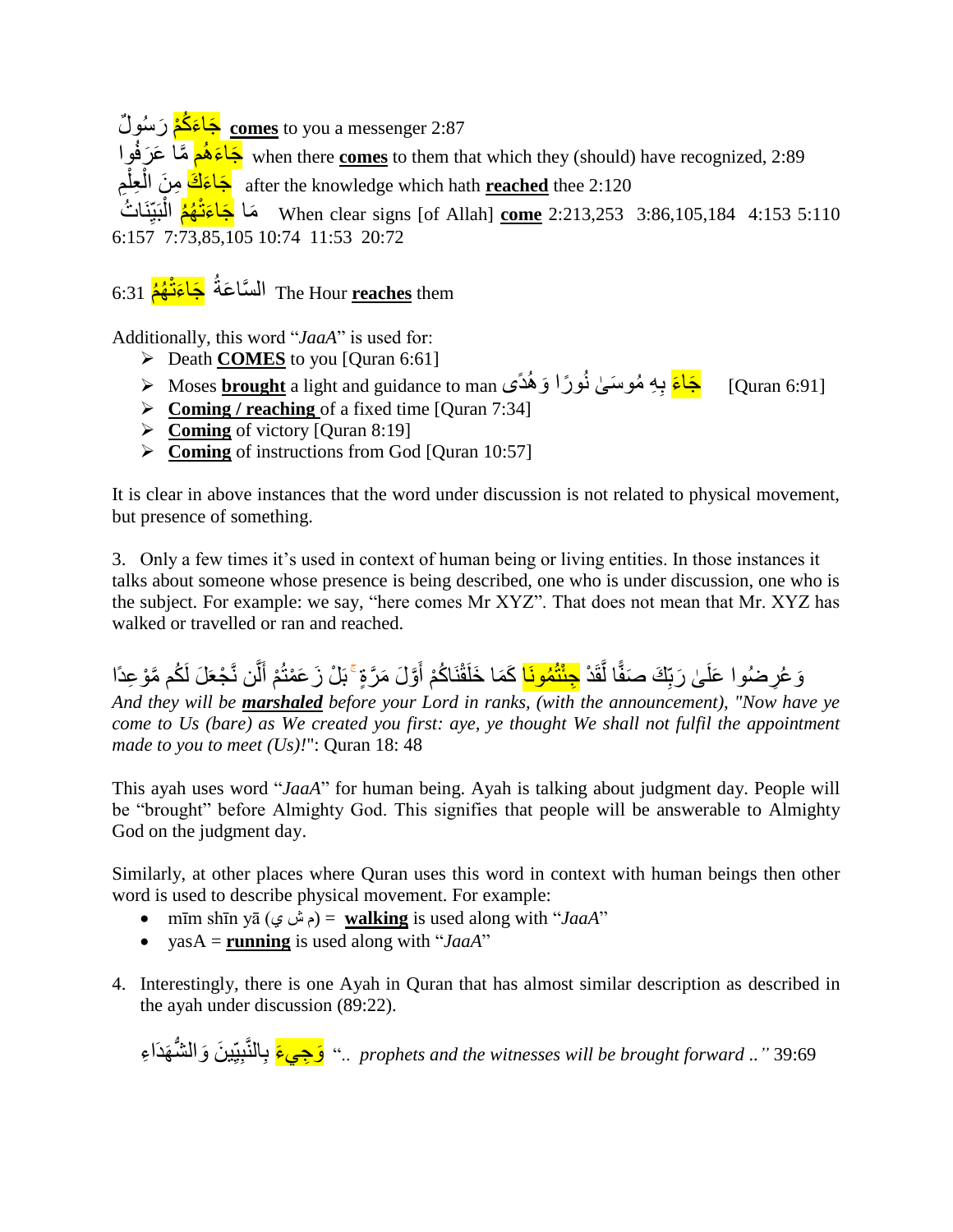جَاءَكُمْ رَسُولٌ **comes** to you a messenger 2:87

جَاءَهُم مَّا عَرَفُوا when there **comes** to them that which they (should) have recognized, 2:89

جَاءَكَ مِنَ الْعِلْمِ after the knowledge which hath **reached** thee 2:120

مَا جَاءَتْهُمُ الْبَيِّنَاتُ When clear signs [of Allah] **come** 2:213,253 3:86,105,184 4:153 5:110 6:157 7:73,85,105 10:74 11:53 20:72

6:31 جَاءَتْهُمُ السَّاعَةُ The Hour **reaches** them

Additionally, this word "*JaaA*" is used for:

- Death **COMES** to you [Quran 6:61]
- Moses **brought** a light and guidance to man جَاءَ بِهِ مُوسَىٰ نُورًا وَهُدًى [Quran 6:91]
- **Coming / reaching** of a fixed time [Quran 7:34]
- **Coming** of victory [Quran 8:19]
- **Coming** of instructions from God [Quran 10:57]

It is clear in above instances that the word under discussion is not related to physical movement, but presence of something.

3. Only a few times it's used in context of human being or living entities. In those instances it talks about someone whose presence is being described, one who is under discussion, one who is the subject. For example: we say, "here comes Mr XYZ". That does not mean that Mr. XYZ has walked or travelled or ran and reached.

وَعُرِضُوا عَلَىٰ رَبِّكَ صَفًّا لَّقَدْ جِئْتُمُونَا كَمَا خَلَقْنَاكُمْ أَوَّلَ مَرَّةٍ ۚ بَلْ زَعَمْتُمْ أَلَّن نَّجْعَلَ لَكُم مَّوْعِدًا

*And they will be **marshaled** before your Lord in ranks, (with the announcement), "Now have ye come to Us (bare) as We created you first: aye, ye thought We shall not fulfil the appointment made to you to meet (Us)!*": Quran 18: 48

This ayah uses word "*JaaA*" for human being. Ayah is talking about judgment day. People will be "brought" before Almighty God. This signifies that people will be answerable to Almighty God on the judgment day.

Similarly, at other places where Quran uses this word in context with human beings then other word is used to describe physical movement. For example:

- mīm shīn yā (م ش ي) = **walking** is used along with "*JaaA*"
- yasA = **running** is used along with "*JaaA*"

4. Interestingly, there is one Ayah in Quran that has almost similar description as described in the ayah under discussion (89:22).

وَجِيءَ بِالنَّبِيِّينَ وَالشُّهَدَاءِ "*.. prophets and the witnesses will be brought forward ..*" 39:69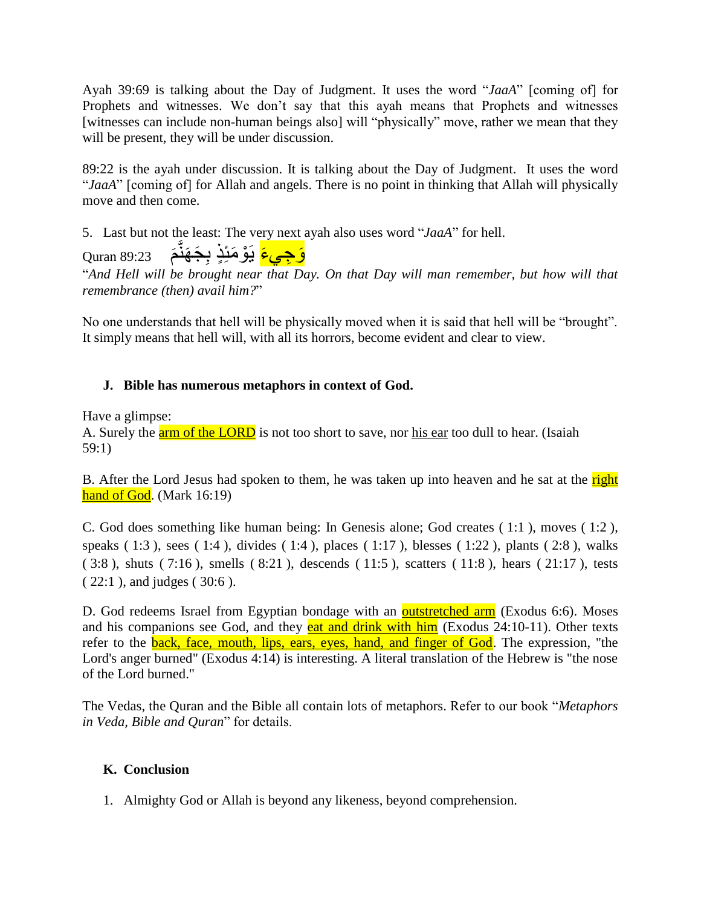Ayah 39:69 is talking about the Day of Judgment. It uses the word "*JaaA*" [coming of] for Prophets and witnesses. We don't say that this ayah means that Prophets and witnesses [witnesses can include non-human beings also] will "physically" move, rather we mean that they will be present, they will be under discussion.

89:22 is the ayah under discussion. It is talking about the Day of Judgment. It uses the word "*JaaA*" [coming of] for Allah and angels. There is no point in thinking that Allah will physically move and then come.

5. Last but not the least: The very next ayah also uses word "*JaaA*" for hell.

Quran 89:23 وَجِيءَ يَوْمَئِذٍ بِجَهَنَّمَ

"*And Hell will be brought near that Day. On that Day will man remember, but how will that remembrance (then) avail him?*"

No one understands that hell will be physically moved when it is said that hell will be "brought". It simply means that hell will, with all its horrors, become evident and clear to view.

### J. Bible has numerous metaphors in context of God.

Have a glimpse:

A. Surely the arm of the LORD is not too short to save, nor his ear too dull to hear. (Isaiah 59:1)

B. After the Lord Jesus had spoken to them, he was taken up into heaven and he sat at the right hand of God. (Mark 16:19)

C. God does something like human being: In Genesis alone; God creates ( 1:1 ), moves ( 1:2 ), speaks ( 1:3 ), sees ( 1:4 ), divides ( 1:4 ), places ( 1:17 ), blesses ( 1:22 ), plants ( 2:8 ), walks ( 3:8 ), shuts ( 7:16 ), smells ( 8:21 ), descends ( 11:5 ), scatters ( 11:8 ), hears ( 21:17 ), tests ( 22:1 ), and judges ( 30:6 ).

D. God redeems Israel from Egyptian bondage with an outstretched arm (Exodus 6:6). Moses and his companions see God, and they eat and drink with him (Exodus 24:10-11). Other texts refer to the back, face, mouth, lips, ears, eyes, hand, and finger of God. The expression, "the Lord's anger burned" (Exodus 4:14) is interesting. A literal translation of the Hebrew is "the nose of the Lord burned."

The Vedas, the Quran and the Bible all contain lots of metaphors. Refer to our book "*Metaphors in Veda, Bible and Quran*" for details.

### K. Conclusion

1. Almighty God or Allah is beyond any likeness, beyond comprehension.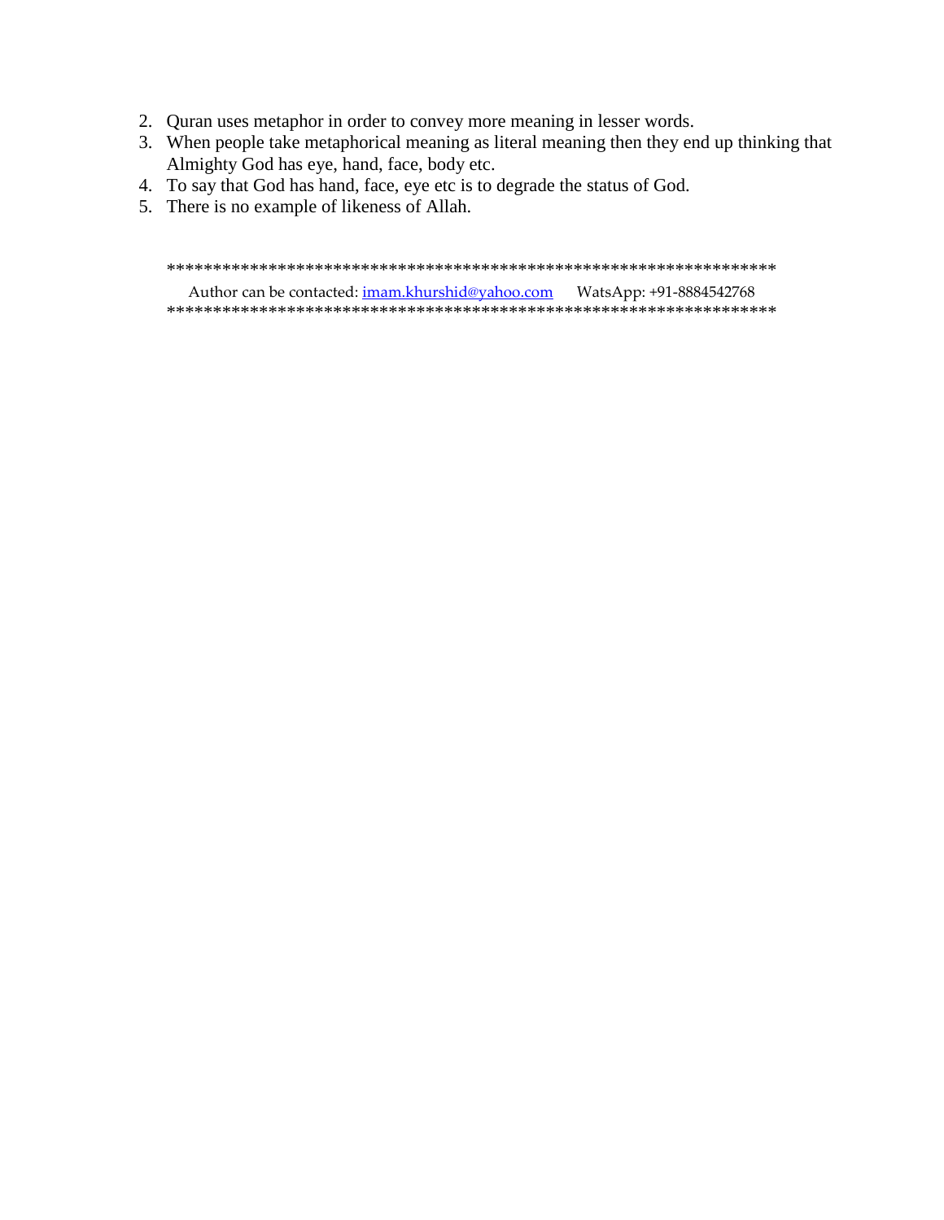2. Quran uses metaphor in order to convey more meaning in lesser words.
3. When people take metaphorical meaning as literal meaning then they end up thinking that Almighty God has eye, hand, face, body etc.
4. To say that God has hand, face, eye etc is to degrade the status of God.
5. There is no example of likeness of Allah.

*********************************************************************

Author can be contacted: imam.khurshid@yahoo.com WatsApp: +91-8884542768

*********************************************************************